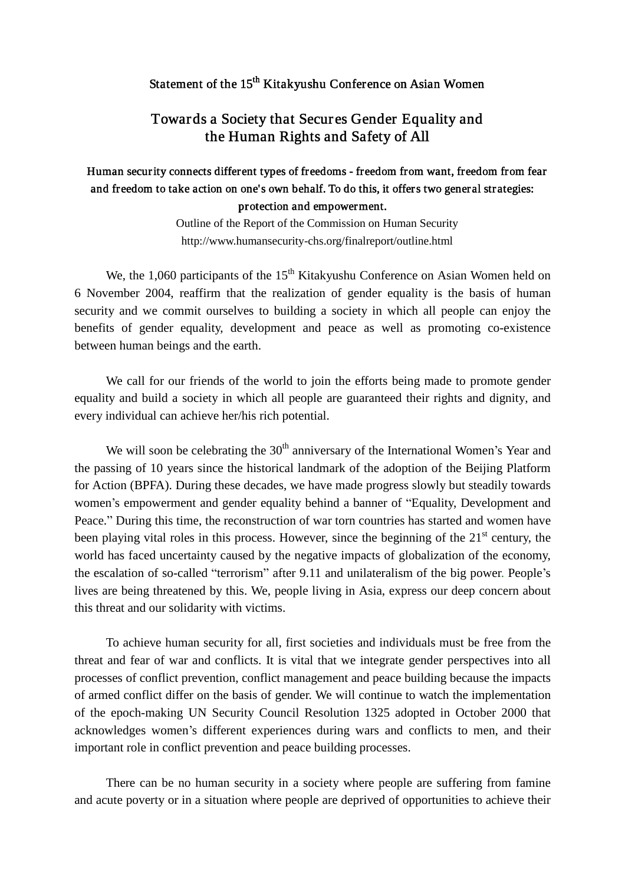### Statement of the 15th Kitakyushu Conference on Asian Women

## Towards a Society that Secures Gender Equality and the Human Rights and Safety of All

**Human security connects different types of freedoms - freedom from want, freedom from fear and freedom to take action on one's own behalf. To do this, it offers two general strategies: protection and empowerment.**

Outline of the Report of the Commission on Human Security
http://www.humansecurity-chs.org/finalreport/outline.html

We, the 1,060 participants of the 15th Kitakyushu Conference on Asian Women held on 6 November 2004, reaffirm that the realization of gender equality is the basis of human security and we commit ourselves to building a society in which all people can enjoy the benefits of gender equality, development and peace as well as promoting co-existence between human beings and the earth.

We call for our friends of the world to join the efforts being made to promote gender equality and build a society in which all people are guaranteed their rights and dignity, and every individual can achieve her/his rich potential.

We will soon be celebrating the 30th anniversary of the International Women's Year and the passing of 10 years since the historical landmark of the adoption of the Beijing Platform for Action (BPFA). During these decades, we have made progress slowly but steadily towards women's empowerment and gender equality behind a banner of "Equality, Development and Peace." During this time, the reconstruction of war torn countries has started and women have been playing vital roles in this process. However, since the beginning of the 21st century, the world has faced uncertainty caused by the negative impacts of globalization of the economy, the escalation of so-called "terrorism" after 9.11 and unilateralism of the big power. People's lives are being threatened by this. We, people living in Asia, express our deep concern about this threat and our solidarity with victims.

To achieve human security for all, first societies and individuals must be free from the threat and fear of war and conflicts. It is vital that we integrate gender perspectives into all processes of conflict prevention, conflict management and peace building because the impacts of armed conflict differ on the basis of gender. We will continue to watch the implementation of the epoch-making UN Security Council Resolution 1325 adopted in October 2000 that acknowledges women's different experiences during wars and conflicts to men, and their important role in conflict prevention and peace building processes.

There can be no human security in a society where people are suffering from famine and acute poverty or in a situation where people are deprived of opportunities to achieve their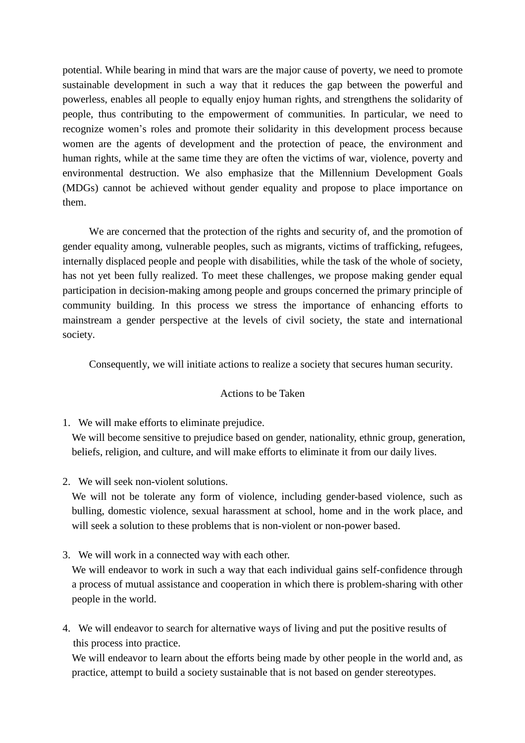potential. While bearing in mind that wars are the major cause of poverty, we need to promote sustainable development in such a way that it reduces the gap between the powerful and powerless, enables all people to equally enjoy human rights, and strengthens the solidarity of people, thus contributing to the empowerment of communities. In particular, we need to recognize women's roles and promote their solidarity in this development process because women are the agents of development and the protection of peace, the environment and human rights, while at the same time they are often the victims of war, violence, poverty and environmental destruction. We also emphasize that the Millennium Development Goals (MDGs) cannot be achieved without gender equality and propose to place importance on them.

We are concerned that the protection of the rights and security of, and the promotion of gender equality among, vulnerable peoples, such as migrants, victims of trafficking, refugees, internally displaced people and people with disabilities, while the task of the whole of society, has not yet been fully realized. To meet these challenges, we propose making gender equal participation in decision-making among people and groups concerned the primary principle of community building. In this process we stress the importance of enhancing efforts to mainstream a gender perspective at the levels of civil society, the state and international society.

Consequently, we will initiate actions to realize a society that secures human security.

## Actions to be Taken

1. We will make efforts to eliminate prejudice.
   We will become sensitive to prejudice based on gender, nationality, ethnic group, generation, beliefs, religion, and culture, and will make efforts to eliminate it from our daily lives.

2. We will seek non-violent solutions.
   We will not be tolerate any form of violence, including gender-based violence, such as bulling, domestic violence, sexual harassment at school, home and in the work place, and will seek a solution to these problems that is non-violent or non-power based.

3. We will work in a connected way with each other.
   We will endeavor to work in such a way that each individual gains self-confidence through a process of mutual assistance and cooperation in which there is problem-sharing with other people in the world.

4. We will endeavor to search for alternative ways of living and put the positive results of this process into practice.
   We will endeavor to learn about the efforts being made by other people in the world and, as practice, attempt to build a society sustainable that is not based on gender stereotypes.